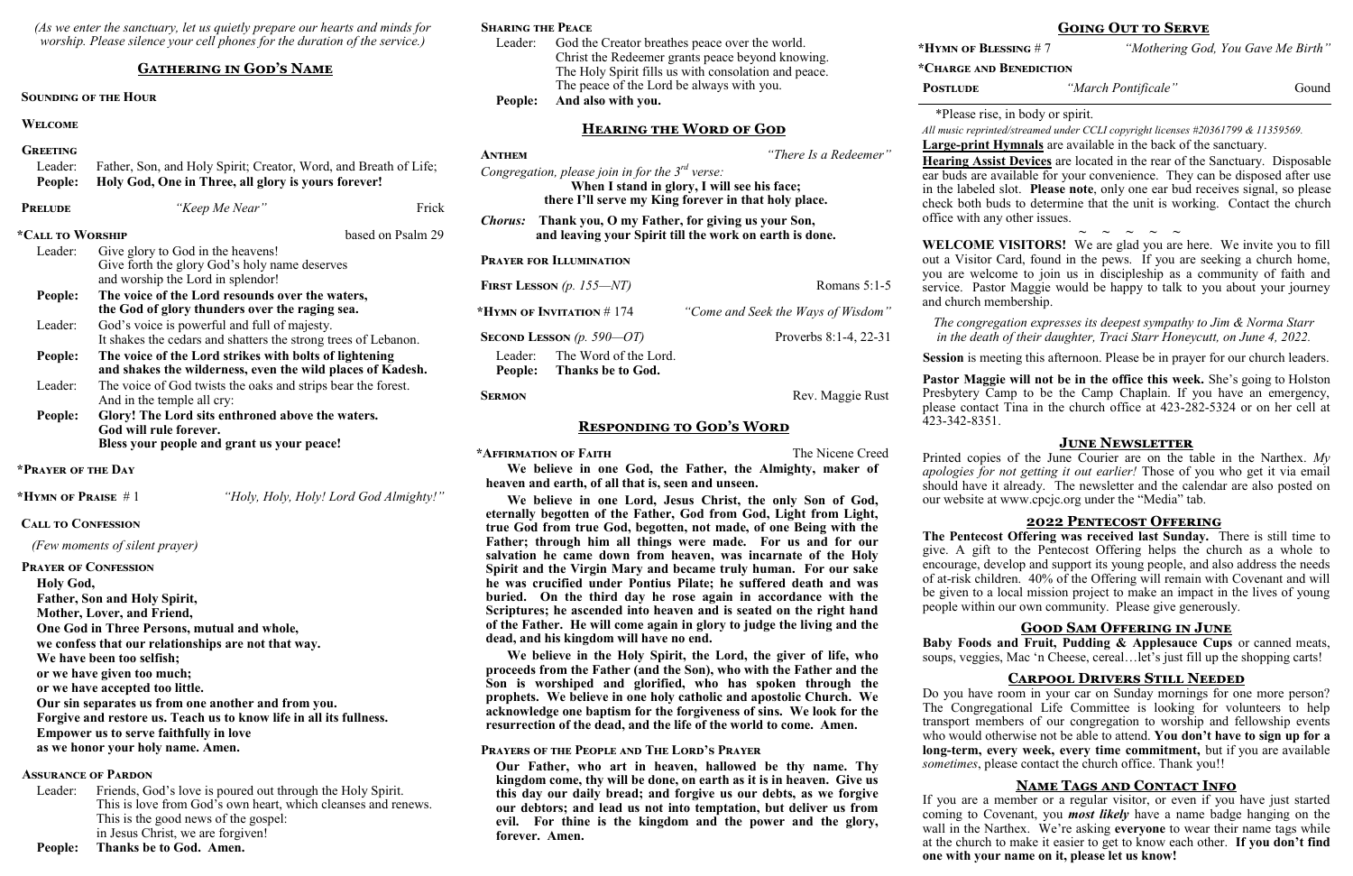*(As we enter the sanctuary, let us quietly prepare our hearts and minds for worship. Please silence your cell phones for the duration of the service.)*

## Gathering in God's Name

**Sounding of the Hour**

**Welcome**

**Greeting**

Leader: Father, Son, and Holy Spirit; Creator, Word, and Breath of Life;
**People: Holy God, One in Three, all glory is yours forever!**

**Prelude** *"Keep Me Near"* Frick

**\*Call to Worship** based on Psalm 29

Leader: Give glory to God in the heavens!
Give forth the glory God's holy name deserves
and worship the Lord in splendor!
**People: The voice of the Lord resounds over the waters,
the God of glory thunders over the raging sea.**
Leader: God's voice is powerful and full of majesty.
It shakes the cedars and shatters the strong trees of Lebanon.
**People: The voice of the Lord strikes with bolts of lightening
and shakes the wilderness, even the wild places of Kadesh.**
Leader: The voice of God twists the oaks and strips bear the forest.
And in the temple all cry:
**People: Glory! The Lord sits enthroned above the waters.
God will rule forever.
Bless your people and grant us your peace!**

**\*Prayer of the Day**

**\*Hymn of Praise** # 1 *"Holy, Holy, Holy! Lord God Almighty!"*

**Call to Confession**

*(Few moments of silent prayer)*

**Prayer of Confession**

**Holy God,
Father, Son and Holy Spirit,
Mother, Lover, and Friend,
One God in Three Persons, mutual and whole,
we confess that our relationships are not that way.
We have been too selfish;
or we have given too much;
or we have accepted too little.
Our sin separates us from one another and from you.
Forgive and restore us. Teach us to know life in all its fullness.
Empower us to serve faithfully in love
as we honor your holy name. Amen.**

**Assurance of Pardon**

Leader: Friends, God's love is poured out through the Holy Spirit.
This is love from God's own heart, which cleanses and renews.
This is the good news of the gospel:
in Jesus Christ, we are forgiven!
**People: Thanks be to God. Amen.**

**Sharing the Peace**

Leader: God the Creator breathes peace over the world.
Christ the Redeemer grants peace beyond knowing.
The Holy Spirit fills us with consolation and peace.
The peace of the Lord be always with you.
**People: And also with you.**

## Hearing the Word of God

**Anthem** *"There Is a Redeemer"*

*Congregation, please join in for the 3rd verse:*

**When I stand in glory, I will see his face;
there I'll serve my King forever in that holy place.**

***Chorus:* Thank you, O my Father, for giving us your Son,
and leaving your Spirit till the work on earth is done.**

**Prayer for Illumination**

**First Lesson** *(p. 155—NT)* Romans 5:1-5

**\*Hymn of Invitation** # 174 *"Come and Seek the Ways of Wisdom"*

**Second Lesson** *(p. 590—OT)* Proverbs 8:1-4, 22-31

Leader: The Word of the Lord.
**People: Thanks be to God.**

**Sermon** Rev. Maggie Rust

## Responding to God's Word

**\*Affirmation of Faith** The Nicene Creed

**We believe in one God, the Father, the Almighty, maker of heaven and earth, of all that is, seen and unseen.**

**We believe in one Lord, Jesus Christ, the only Son of God, eternally begotten of the Father, God from God, Light from Light, true God from true God, begotten, not made, of one Being with the Father; through him all things were made. For us and for our salvation he came down from heaven, was incarnate of the Holy Spirit and the Virgin Mary and became truly human. For our sake he was crucified under Pontius Pilate; he suffered death and was buried. On the third day he rose again in accordance with the Scriptures; he ascended into heaven and is seated on the right hand of the Father. He will come again in glory to judge the living and the dead, and his kingdom will have no end.**

**We believe in the Holy Spirit, the Lord, the giver of life, who proceeds from the Father (and the Son), who with the Father and the Son is worshiped and glorified, who has spoken through the prophets. We believe in one holy catholic and apostolic Church. We acknowledge one baptism for the forgiveness of sins. We look for the resurrection of the dead, and the life of the world to come. Amen.**

**Prayers of the People and The Lord's Prayer**

**Our Father, who art in heaven, hallowed be thy name. Thy kingdom come, thy will be done, on earth as it is in heaven. Give us this day our daily bread; and forgive us our debts, as we forgive our debtors; and lead us not into temptation, but deliver us from evil. For thine is the kingdom and the power and the glory, forever. Amen.**

## Going Out to Serve

**\*Hymn of Blessing** # 7 *"Mothering God, You Gave Me Birth"*

**\*Charge and Benediction**

**Postlude** *"March Pontificale"* Gound

\*Please rise, in body or spirit.

*All music reprinted/streamed under CCLI copyright licenses #20361799 & 11359569.*

**Large-print Hymnals** are available in the back of the sanctuary.

**Hearing Assist Devices** are located in the rear of the Sanctuary. Disposable ear buds are available for your convenience. They can be disposed after use in the labeled slot. **Please note**, only one ear bud receives signal, so please check both buds to determine that the unit is working. Contact the church office with any other issues.

~ ~ ~ ~ ~

**WELCOME VISITORS!** We are glad you are here. We invite you to fill out a Visitor Card, found in the pews. If you are seeking a church home, you are welcome to join us in discipleship as a community of faith and service. Pastor Maggie would be happy to talk to you about your journey and church membership.

*The congregation expresses its deepest sympathy to Jim & Norma Starr in the death of their daughter, Traci Starr Honeycutt, on June 4, 2022.*

**Session** is meeting this afternoon. Please be in prayer for our church leaders.

**Pastor Maggie will not be in the office this week.** She's going to Holston Presbytery Camp to be the Camp Chaplain. If you have an emergency, please contact Tina in the church office at 423-282-5324 or on her cell at 423-342-8351.

### June Newsletter

Printed copies of the June Courier are on the table in the Narthex. *My apologies for not getting it out earlier!* Those of you who get it via email should have it already. The newsletter and the calendar are also posted on our website at www.cpcjc.org under the "Media" tab.

### 2022 Pentecost Offering

**The Pentecost Offering was received last Sunday.** There is still time to give. A gift to the Pentecost Offering helps the church as a whole to encourage, develop and support its young people, and also address the needs of at-risk children. 40% of the Offering will remain with Covenant and will be given to a local mission project to make an impact in the lives of young people within our own community. Please give generously.

### Good Sam Offering in June

**Baby Foods and Fruit, Pudding & Applesauce Cups** or canned meats, soups, veggies, Mac 'n Cheese, cereal…let's just fill up the shopping carts!

### Carpool Drivers Still Needed

Do you have room in your car on Sunday mornings for one more person? The Congregational Life Committee is looking for volunteers to help transport members of our congregation to worship and fellowship events who would otherwise not be able to attend. **You don't have to sign up for a long-term, every week, every time commitment,** but if you are available *sometimes*, please contact the church office. Thank you!!

### Name Tags and Contact Info

If you are a member or a regular visitor, or even if you have just started coming to Covenant, you ***most likely*** have a name badge hanging on the wall in the Narthex. We're asking **everyone** to wear their name tags while at the church to make it easier to get to know each other. **If you don't find one with your name on it, please let us know!**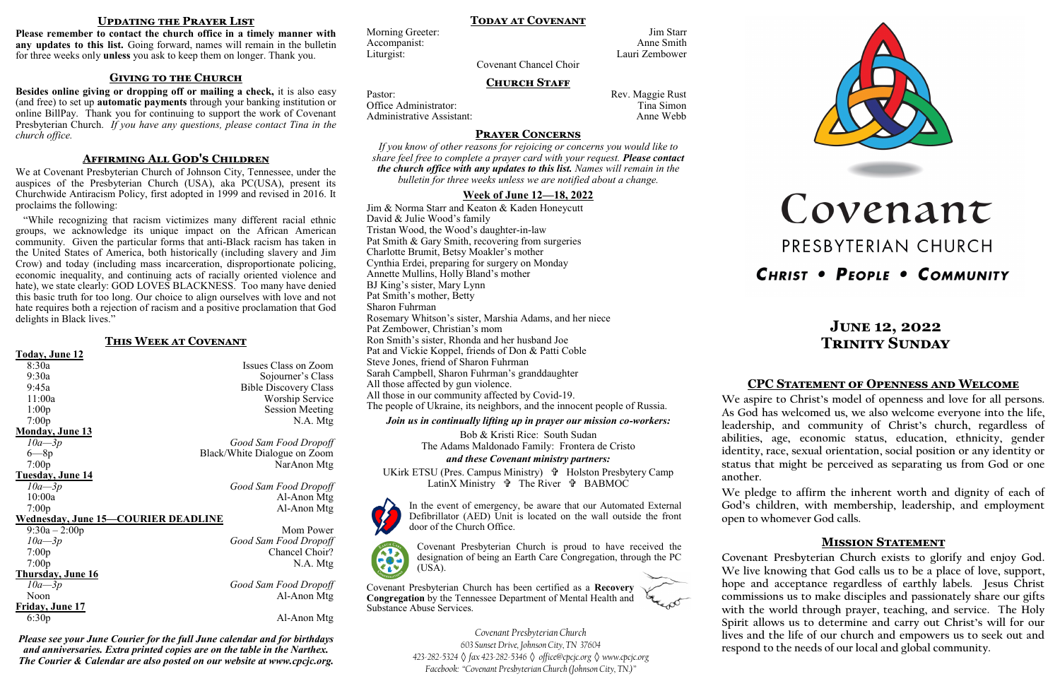## Updating the Prayer List

**Please remember to contact the church office in a timely manner with any updates to this list.** Going forward, names will remain in the bulletin for three weeks only **unless** you ask to keep them on longer. Thank you.

## Giving to the Church

**Besides online giving or dropping off or mailing a check,** it is also easy (and free) to set up **automatic payments** through your banking institution or online BillPay. Thank you for continuing to support the work of Covenant Presbyterian Church. *If you have any questions, please contact Tina in the church office.*

## Affirming All God's Children

We at Covenant Presbyterian Church of Johnson City, Tennessee, under the auspices of the Presbyterian Church (USA), aka PC(USA), present its Churchwide Antiracism Policy, first adopted in 1999 and revised in 2016. It proclaims the following:

"While recognizing that racism victimizes many different racial ethnic groups, we acknowledge its unique impact on the African American community. Given the particular forms that anti-Black racism has taken in the United States of America, both historically (including slavery and Jim Crow) and today (including mass incarceration, disproportionate policing, economic inequality, and continuing acts of racially oriented violence and hate), we state clearly: GOD LOVES BLACKNESS. Too many have denied this basic truth for too long. Our choice to align ourselves with love and not hate requires both a rejection of racism and a positive proclamation that God delights in Black lives."

## This Week at Covenant

**Today, June 12**

| | |
|---|---|
| 8:30a | Issues Class on Zoom |
| 9:30a | Sojourner's Class |
| 9:45a | Bible Discovery Class |
| 11:00a | Worship Service |
| 1:00p | Session Meeting |
| 7:00p | N.A. Mtg |

**Monday, June 13**

| | |
|---|---|
| *10a—3p* | *Good Sam Food Dropoff* |
| 6—8p | Black/White Dialogue on Zoom |
| 7:00p | NarAnon Mtg |

**Tuesday, June 14**

| | |
|---|---|
| *10a—3p* | *Good Sam Food Dropoff* |
| 10:00a | Al-Anon Mtg |
| 7:00p | Al-Anon Mtg |

**Wednesday, June 15—COURIER DEADLINE**

| | |
|---|---|
| 9:30a – 2:00p | Mom Power |
| *10a—3p* | *Good Sam Food Dropoff* |
| 7:00p | Chancel Choir? |
| 7:00p | N.A. Mtg |

**Thursday, June 16**

| | |
|---|---|
| *10a—3p* | *Good Sam Food Dropoff* |
| Noon | Al-Anon Mtg |

**Friday, June 17**

| | |
|---|---|
| 6:30p | Al-Anon Mtg |

***Please see your June Courier for the full June calendar and for birthdays and anniversaries. Extra printed copies are on the table in the Narthex. The Courier & Calendar are also posted on our website at www.cpcjc.org.***

## Today at Covenant

Morning Greeter: Jim Starr
Accompanist: Anne Smith
Liturgist: Lauri Zembower

Covenant Chancel Choir

## Church Staff

Pastor: Rev. Maggie Rust
Office Administrator: Tina Simon
Administrative Assistant: Anne Webb

## Prayer Concerns

*If you know of other reasons for rejoicing or concerns you would like to share feel free to complete a prayer card with your request.* ***Please contact the church office with any updates to this list.*** *Names will remain in the bulletin for three weeks unless we are notified about a change.*

**Week of June 12—18, 2022**

Jim & Norma Starr and Keaton & Kaden Honeycutt
David & Julie Wood's family
Tristan Wood, the Wood's daughter-in-law
Pat Smith & Gary Smith, recovering from surgeries
Charlotte Brumit, Betsy Moakler's mother
Cynthia Erdei, preparing for surgery on Monday
Annette Mullins, Holly Bland's mother
BJ King's sister, Mary Lynn
Pat Smith's mother, Betty
Sharon Fuhrman
Rosemary Whitson's sister, Marshia Adams, and her niece
Pat Zembower, Christian's mom
Ron Smith's sister, Rhonda and her husband Joe
Pat and Vickie Koppel, friends of Don & Patti Coble
Steve Jones, friend of Sharon Fuhrman
Sarah Campbell, Sharon Fuhrman's granddaughter
All those affected by gun violence.
All those in our community affected by Covid-19.
The people of Ukraine, its neighbors, and the innocent people of Russia.

***Join us in continually lifting up in prayer our mission co-workers:***

Bob & Kristi Rice: South Sudan
The Adams Maldonado Family: Frontera de Cristo

***and these Covenant ministry partners:***

UKirk ETSU (Pres. Campus Ministry) ✞ Holston Presbytery Camp
LatinX Ministry ✞ The River ✞ BABMOC

In the event of emergency, be aware that our Automated External Defibrillator (AED) Unit is located on the wall outside the front door of the Church Office.

Covenant Presbyterian Church is proud to have received the designation of being an Earth Care Congregation, through the PC (USA).

Covenant Presbyterian Church has been certified as a **Recovery Congregation** by the Tennessee Department of Mental Health and Substance Abuse Services.

*Covenant Presbyterian Church*
*603 Sunset Drive, Johnson City, TN 37604*
*423-282-5324 ◊ fax 423-282-5346 ◊ office@cpcjc.org ◊ www.cpcjc.org*
*Facebook: "Covenant Presbyterian Church (Johnson City, TN.)"*

# Covenant
## PRESBYTERIAN CHURCH

***Christ • People • Community***

## June 12, 2022
## Trinity Sunday

## CPC Statement of Openness and Welcome

We aspire to Christ's model of openness and love for all persons. As God has welcomed us, we also welcome everyone into the life, leadership, and community of Christ's church, regardless of abilities, age, economic status, education, ethnicity, gender identity, race, sexual orientation, social position or any identity or status that might be perceived as separating us from God or one another.

We pledge to affirm the inherent worth and dignity of each of God's children, with membership, leadership, and employment open to whomever God calls.

## Mission Statement

Covenant Presbyterian Church exists to glorify and enjoy God. We live knowing that God calls us to be a place of love, support, hope and acceptance regardless of earthly labels. Jesus Christ commissions us to make disciples and passionately share our gifts with the world through prayer, teaching, and service. The Holy Spirit allows us to determine and carry out Christ's will for our lives and the life of our church and empowers us to seek out and respond to the needs of our local and global community.